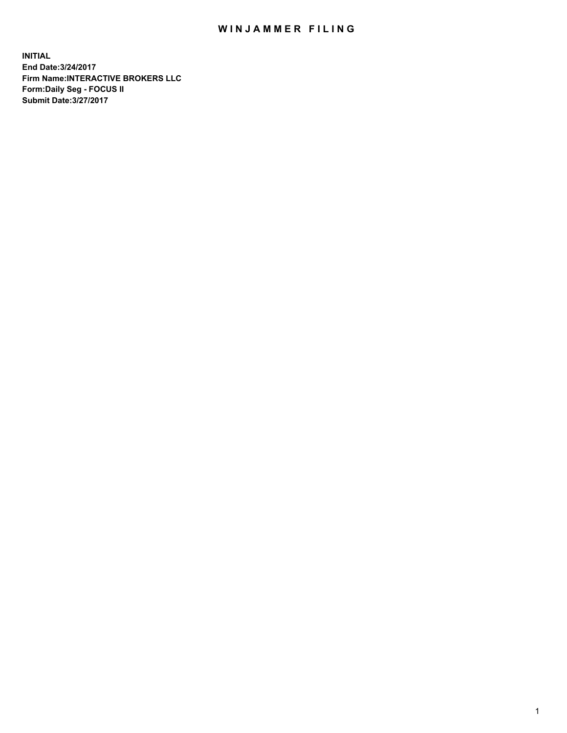# WINJAMMER FILING

**INITIAL**
**End Date:3/24/2017**
**Firm Name:INTERACTIVE BROKERS LLC**
**Form:Daily Seg - FOCUS II**
**Submit Date:3/27/2017**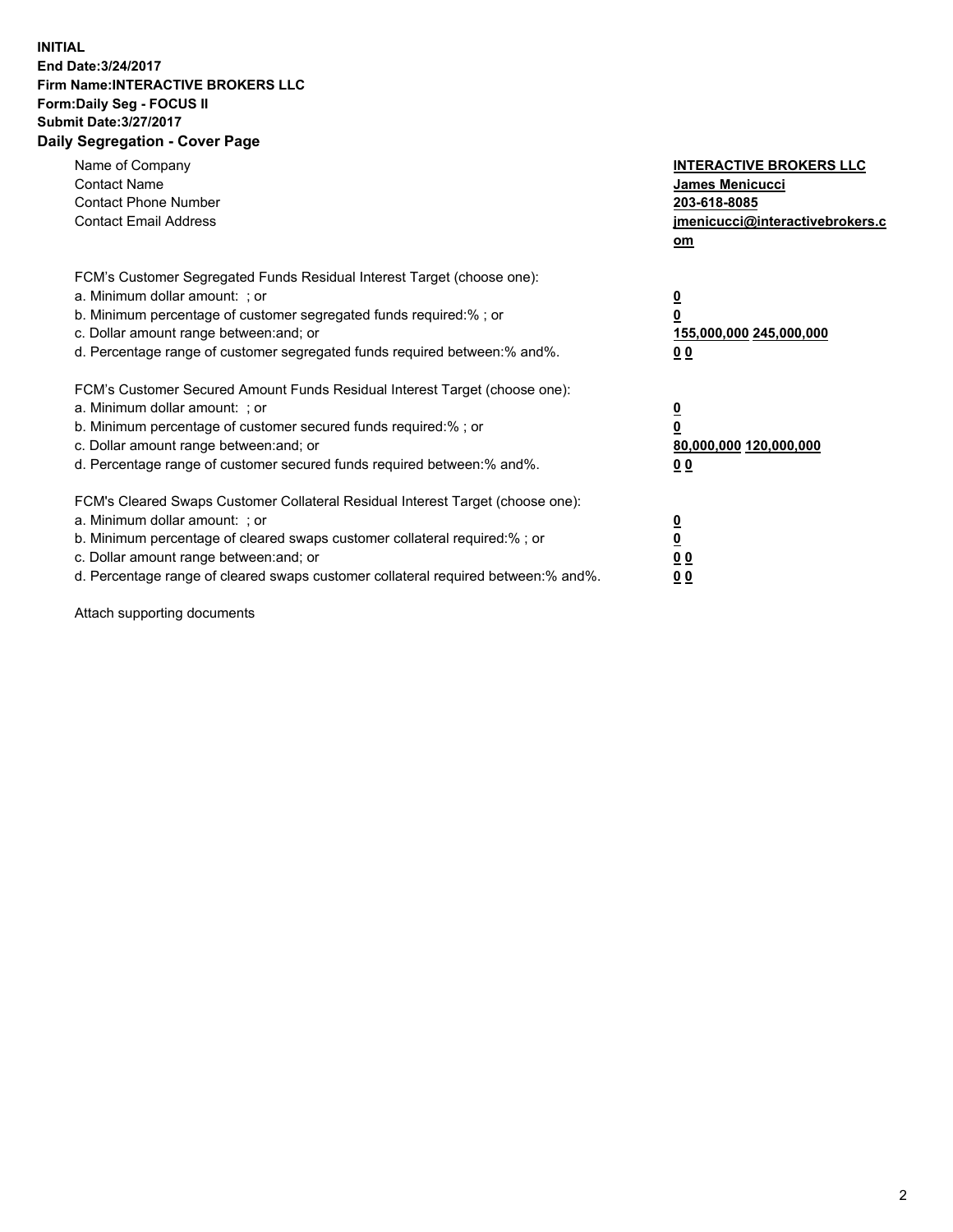**INITIAL**
**End Date:3/24/2017**
**Firm Name:INTERACTIVE BROKERS LLC**
**Form:Daily Seg - FOCUS II**
**Submit Date:3/27/2017**
**Daily Segregation - Cover Page**

| | |
|---|---|
| Name of Company | **INTERACTIVE BROKERS LLC** |
| Contact Name | **James Menicucci** |
| Contact Phone Number | **203-618-8085** |
| Contact Email Address | **jmenicucci@interactivebrokers.com** |

FCM's Customer Segregated Funds Residual Interest Target (choose one):

| | |
|---|---|
| a. Minimum dollar amount: ; or | **0** |
| b. Minimum percentage of customer segregated funds required:% ; or | **0** |
| c. Dollar amount range between:and; or | **155,000,000 245,000,000** |
| d. Percentage range of customer segregated funds required between:% and%. | **0 0** |

FCM's Customer Secured Amount Funds Residual Interest Target (choose one):

| | |
|---|---|
| a. Minimum dollar amount: ; or | **0** |
| b. Minimum percentage of customer secured funds required:% ; or | **0** |
| c. Dollar amount range between:and; or | **80,000,000 120,000,000** |
| d. Percentage range of customer secured funds required between:% and%. | **0 0** |

FCM's Cleared Swaps Customer Collateral Residual Interest Target (choose one):

| | |
|---|---|
| a. Minimum dollar amount: ; or | **0** |
| b. Minimum percentage of cleared swaps customer collateral required:% ; or | **0** |
| c. Dollar amount range between:and; or | **0 0** |
| d. Percentage range of cleared swaps customer collateral required between:% and%. | **0 0** |

Attach supporting documents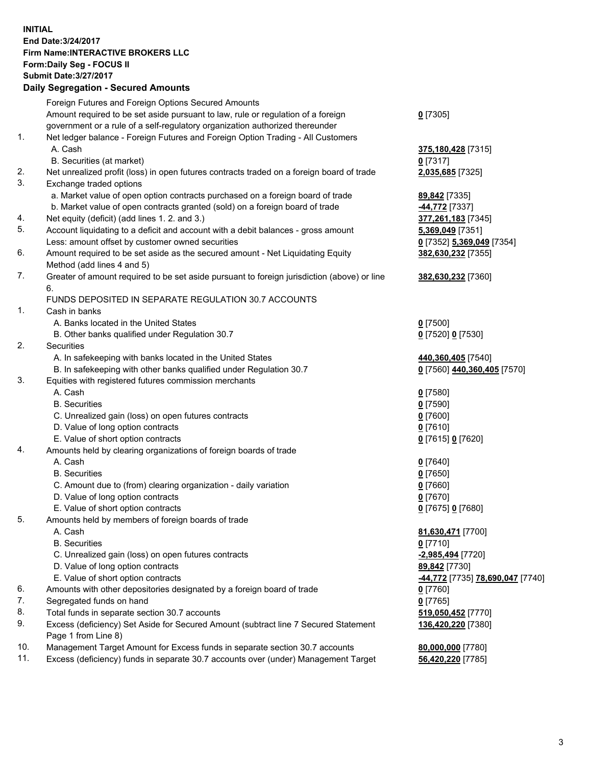**INITIAL**
**End Date:3/24/2017**
**Firm Name:INTERACTIVE BROKERS LLC**
**Form:Daily Seg - FOCUS II**
**Submit Date:3/27/2017**
**Daily Segregation - Secured Amounts**

| | | |
|---|---|---|
| | Foreign Futures and Foreign Options Secured Amounts | |
| | Amount required to be set aside pursuant to law, rule or regulation of a foreign government or a rule of a self-regulatory organization authorized thereunder | **0** [7305] |
| 1. | Net ledger balance - Foreign Futures and Foreign Option Trading - All Customers | |
| | A. Cash | **375,180,428** [7315] |
| | B. Securities (at market) | **0** [7317] |
| 2. | Net unrealized profit (loss) in open futures contracts traded on a foreign board of trade | **2,035,685** [7325] |
| 3. | Exchange traded options | |
| | a. Market value of open option contracts purchased on a foreign board of trade | **89,842** [7335] |
| | b. Market value of open contracts granted (sold) on a foreign board of trade | **-44,772** [7337] |
| 4. | Net equity (deficit) (add lines 1. 2. and 3.) | **377,261,183** [7345] |
| 5. | Account liquidating to a deficit and account with a debit balances - gross amount | **5,369,049** [7351] |
| | Less: amount offset by customer owned securities | **0** [7352] **5,369,049** [7354] |
| 6. | Amount required to be set aside as the secured amount - Net Liquidating Equity Method (add lines 4 and 5) | **382,630,232** [7355] |
| 7. | Greater of amount required to be set aside pursuant to foreign jurisdiction (above) or line 6. | **382,630,232** [7360] |
| | FUNDS DEPOSITED IN SEPARATE REGULATION 30.7 ACCOUNTS | |
| 1. | Cash in banks | |
| | A. Banks located in the United States | **0** [7500] |
| | B. Other banks qualified under Regulation 30.7 | **0** [7520] **0** [7530] |
| 2. | Securities | |
| | A. In safekeeping with banks located in the United States | **440,360,405** [7540] |
| | B. In safekeeping with other banks qualified under Regulation 30.7 | **0** [7560] **440,360,405** [7570] |
| 3. | Equities with registered futures commission merchants | |
| | A. Cash | **0** [7580] |
| | B. Securities | **0** [7590] |
| | C. Unrealized gain (loss) on open futures contracts | **0** [7600] |
| | D. Value of long option contracts | **0** [7610] |
| | E. Value of short option contracts | **0** [7615] **0** [7620] |
| 4. | Amounts held by clearing organizations of foreign boards of trade | |
| | A. Cash | **0** [7640] |
| | B. Securities | **0** [7650] |
| | C. Amount due to (from) clearing organization - daily variation | **0** [7660] |
| | D. Value of long option contracts | **0** [7670] |
| | E. Value of short option contracts | **0** [7675] **0** [7680] |
| 5. | Amounts held by members of foreign boards of trade | |
| | A. Cash | **81,630,471** [7700] |
| | B. Securities | **0** [7710] |
| | C. Unrealized gain (loss) on open futures contracts | **-2,985,494** [7720] |
| | D. Value of long option contracts | **89,842** [7730] |
| | E. Value of short option contracts | **-44,772** [7735] **78,690,047** [7740] |
| 6. | Amounts with other depositories designated by a foreign board of trade | **0** [7760] |
| 7. | Segregated funds on hand | **0** [7765] |
| 8. | Total funds in separate section 30.7 accounts | **519,050,452** [7770] |
| 9. | Excess (deficiency) Set Aside for Secured Amount (subtract line 7 Secured Statement Page 1 from Line 8) | **136,420,220** [7380] |
| 10. | Management Target Amount for Excess funds in separate section 30.7 accounts | **80,000,000** [7780] |
| 11. | Excess (deficiency) funds in separate 30.7 accounts over (under) Management Target | **56,420,220** [7785] |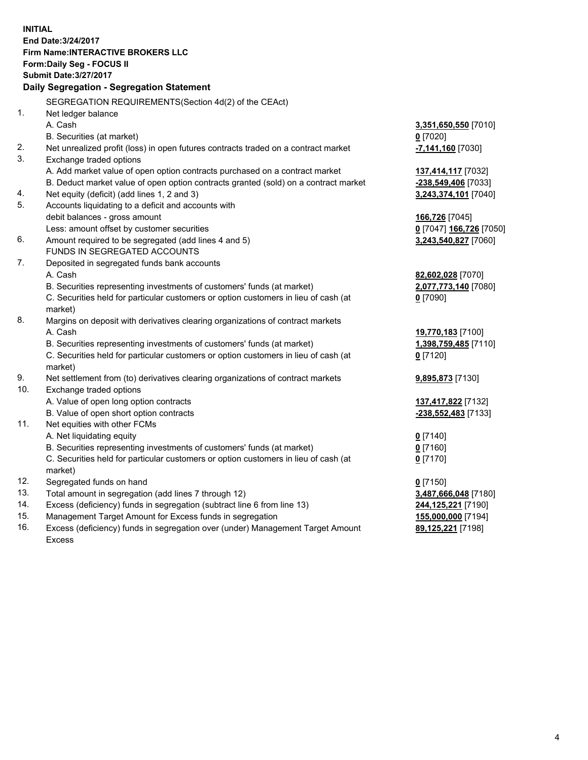**INITIAL**
**End Date:3/24/2017**
**Firm Name:INTERACTIVE BROKERS LLC**
**Form:Daily Seg - FOCUS II**
**Submit Date:3/27/2017**

**Daily Segregation - Segregation Statement**

| | | |
|---|---|---|
| | SEGREGATION REQUIREMENTS(Section 4d(2) of the CEAct) | |
| 1. | Net ledger balance | |
| | A. Cash | **3,351,650,550** [7010] |
| | B. Securities (at market) | **0** [7020] |
| 2. | Net unrealized profit (loss) in open futures contracts traded on a contract market | **-7,141,160** [7030] |
| 3. | Exchange traded options | |
| | A. Add market value of open option contracts purchased on a contract market | **137,414,117** [7032] |
| | B. Deduct market value of open option contracts granted (sold) on a contract market | **-238,549,406** [7033] |
| 4. | Net equity (deficit) (add lines 1, 2 and 3) | **3,243,374,101** [7040] |
| 5. | Accounts liquidating to a deficit and accounts with | |
| | debit balances - gross amount | **166,726** [7045] |
| | Less: amount offset by customer securities | **0** [7047] **166,726** [7050] |
| 6. | Amount required to be segregated (add lines 4 and 5) | **3,243,540,827** [7060] |
| | FUNDS IN SEGREGATED ACCOUNTS | |
| 7. | Deposited in segregated funds bank accounts | |
| | A. Cash | **82,602,028** [7070] |
| | B. Securities representing investments of customers' funds (at market) | **2,077,773,140** [7080] |
| | C. Securities held for particular customers or option customers in lieu of cash (at market) | **0** [7090] |
| 8. | Margins on deposit with derivatives clearing organizations of contract markets | |
| | A. Cash | **19,770,183** [7100] |
| | B. Securities representing investments of customers' funds (at market) | **1,398,759,485** [7110] |
| | C. Securities held for particular customers or option customers in lieu of cash (at market) | **0** [7120] |
| 9. | Net settlement from (to) derivatives clearing organizations of contract markets | **9,895,873** [7130] |
| 10. | Exchange traded options | |
| | A. Value of open long option contracts | **137,417,822** [7132] |
| | B. Value of open short option contracts | **-238,552,483** [7133] |
| 11. | Net equities with other FCMs | |
| | A. Net liquidating equity | **0** [7140] |
| | B. Securities representing investments of customers' funds (at market) | **0** [7160] |
| | C. Securities held for particular customers or option customers in lieu of cash (at market) | **0** [7170] |
| 12. | Segregated funds on hand | **0** [7150] |
| 13. | Total amount in segregation (add lines 7 through 12) | **3,487,666,048** [7180] |
| 14. | Excess (deficiency) funds in segregation (subtract line 6 from line 13) | **244,125,221** [7190] |
| 15. | Management Target Amount for Excess funds in segregation | **155,000,000** [7194] |
| 16. | Excess (deficiency) funds in segregation over (under) Management Target Amount Excess | **89,125,221** [7198] |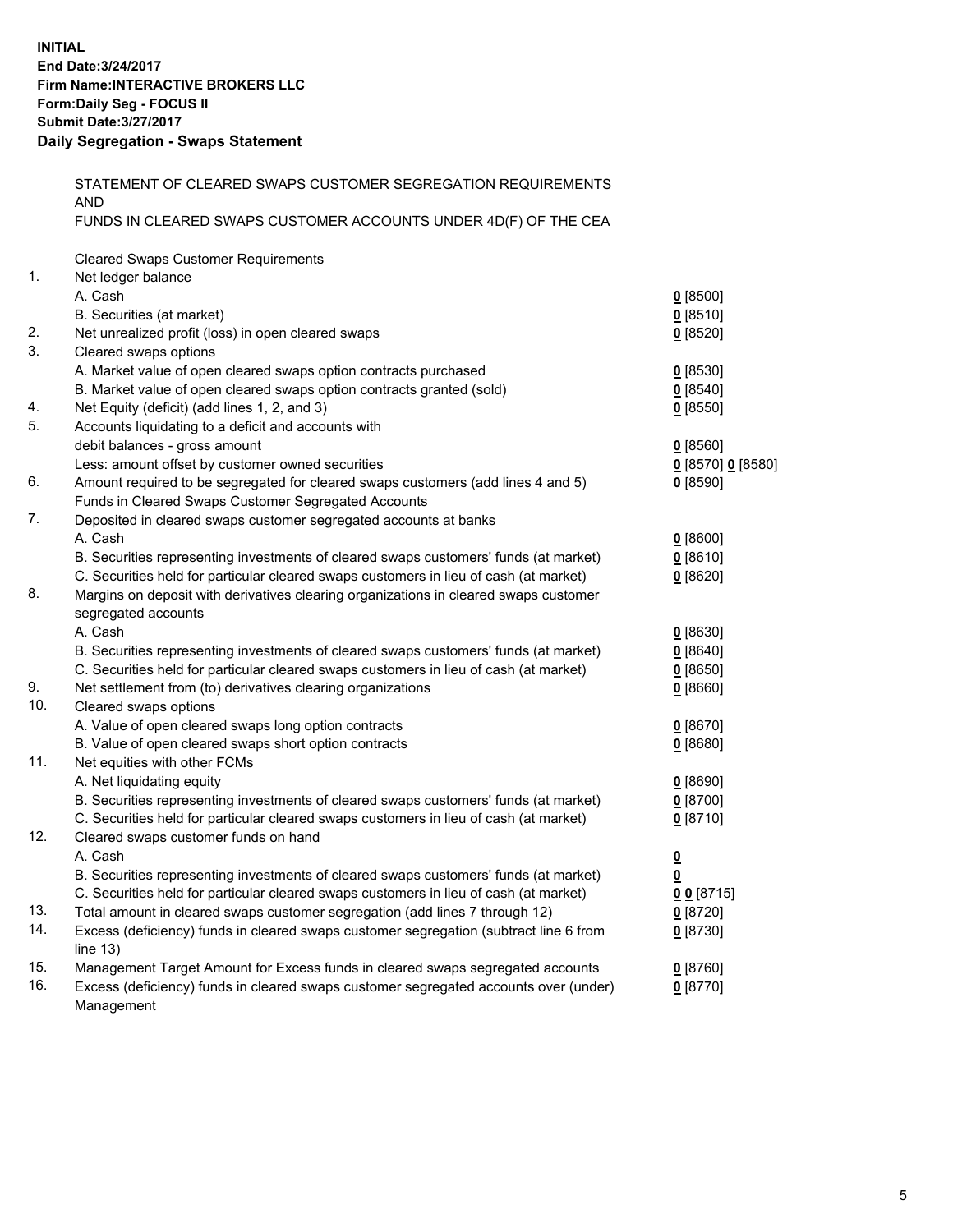**INITIAL**
**End Date:3/24/2017**
**Firm Name:INTERACTIVE BROKERS LLC**
**Form:Daily Seg - FOCUS II**
**Submit Date:3/27/2017**
**Daily Segregation - Swaps Statement**

STATEMENT OF CLEARED SWAPS CUSTOMER SEGREGATION REQUIREMENTS
AND
FUNDS IN CLEARED SWAPS CUSTOMER ACCOUNTS UNDER 4D(F) OF THE CEA

| | | |
|---|---|---|
| | Cleared Swaps Customer Requirements | |
| 1. | Net ledger balance | |
| | A. Cash | 0 [8500] |
| | B. Securities (at market) | 0 [8510] |
| 2. | Net unrealized profit (loss) in open cleared swaps | 0 [8520] |
| 3. | Cleared swaps options | |
| | A. Market value of open cleared swaps option contracts purchased | 0 [8530] |
| | B. Market value of open cleared swaps option contracts granted (sold) | 0 [8540] |
| 4. | Net Equity (deficit) (add lines 1, 2, and 3) | 0 [8550] |
| 5. | Accounts liquidating to a deficit and accounts with | |
| | debit balances - gross amount | 0 [8560] |
| | Less: amount offset by customer owned securities | 0 [8570] 0 [8580] |
| 6. | Amount required to be segregated for cleared swaps customers (add lines 4 and 5) | 0 [8590] |
| | Funds in Cleared Swaps Customer Segregated Accounts | |
| 7. | Deposited in cleared swaps customer segregated accounts at banks | |
| | A. Cash | 0 [8600] |
| | B. Securities representing investments of cleared swaps customers' funds (at market) | 0 [8610] |
| | C. Securities held for particular cleared swaps customers in lieu of cash (at market) | 0 [8620] |
| 8. | Margins on deposit with derivatives clearing organizations in cleared swaps customer segregated accounts | |
| | A. Cash | 0 [8630] |
| | B. Securities representing investments of cleared swaps customers' funds (at market) | 0 [8640] |
| | C. Securities held for particular cleared swaps customers in lieu of cash (at market) | 0 [8650] |
| 9. | Net settlement from (to) derivatives clearing organizations | 0 [8660] |
| 10. | Cleared swaps options | |
| | A. Value of open cleared swaps long option contracts | 0 [8670] |
| | B. Value of open cleared swaps short option contracts | 0 [8680] |
| 11. | Net equities with other FCMs | |
| | A. Net liquidating equity | 0 [8690] |
| | B. Securities representing investments of cleared swaps customers' funds (at market) | 0 [8700] |
| | C. Securities held for particular cleared swaps customers in lieu of cash (at market) | 0 [8710] |
| 12. | Cleared swaps customer funds on hand | |
| | A. Cash | 0 |
| | B. Securities representing investments of cleared swaps customers' funds (at market) | 0 |
| | C. Securities held for particular cleared swaps customers in lieu of cash (at market) | 0 0 [8715] |
| 13. | Total amount in cleared swaps customer segregation (add lines 7 through 12) | 0 [8720] |
| 14. | Excess (deficiency) funds in cleared swaps customer segregation (subtract line 6 from line 13) | 0 [8730] |
| 15. | Management Target Amount for Excess funds in cleared swaps segregated accounts | 0 [8760] |
| 16. | Excess (deficiency) funds in cleared swaps customer segregated accounts over (under) Management | 0 [8770] |